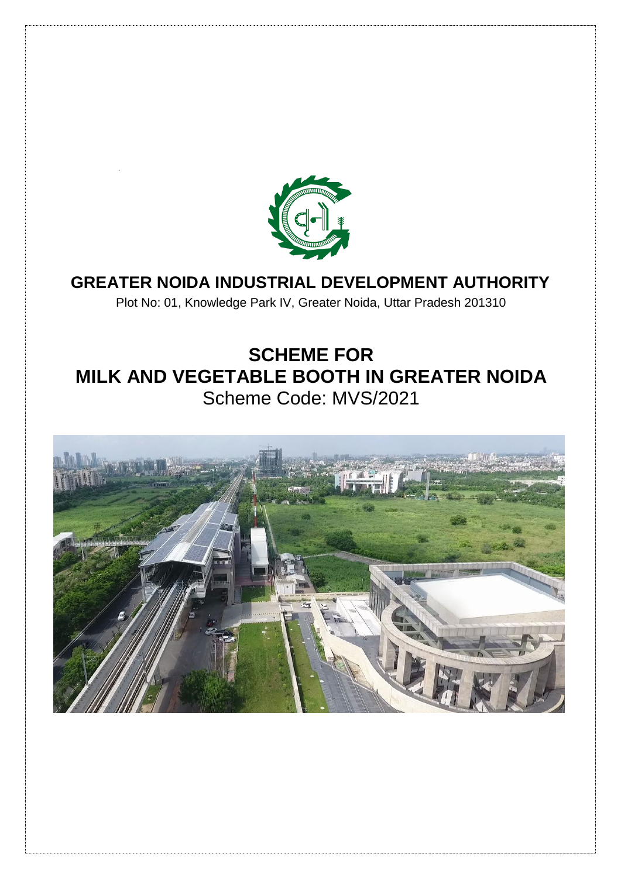# GREATER NOIDA INDUSTRIAL DEVELOPMENT AUTHORITY

Plot No: 01, Knowledge Park IV, Greater Noida, Uttar Pradesh 201310

# SCHEME FOR MILK AND VEGETABLE BOOTH IN GREATER NOIDA

Scheme Code: MVS/2021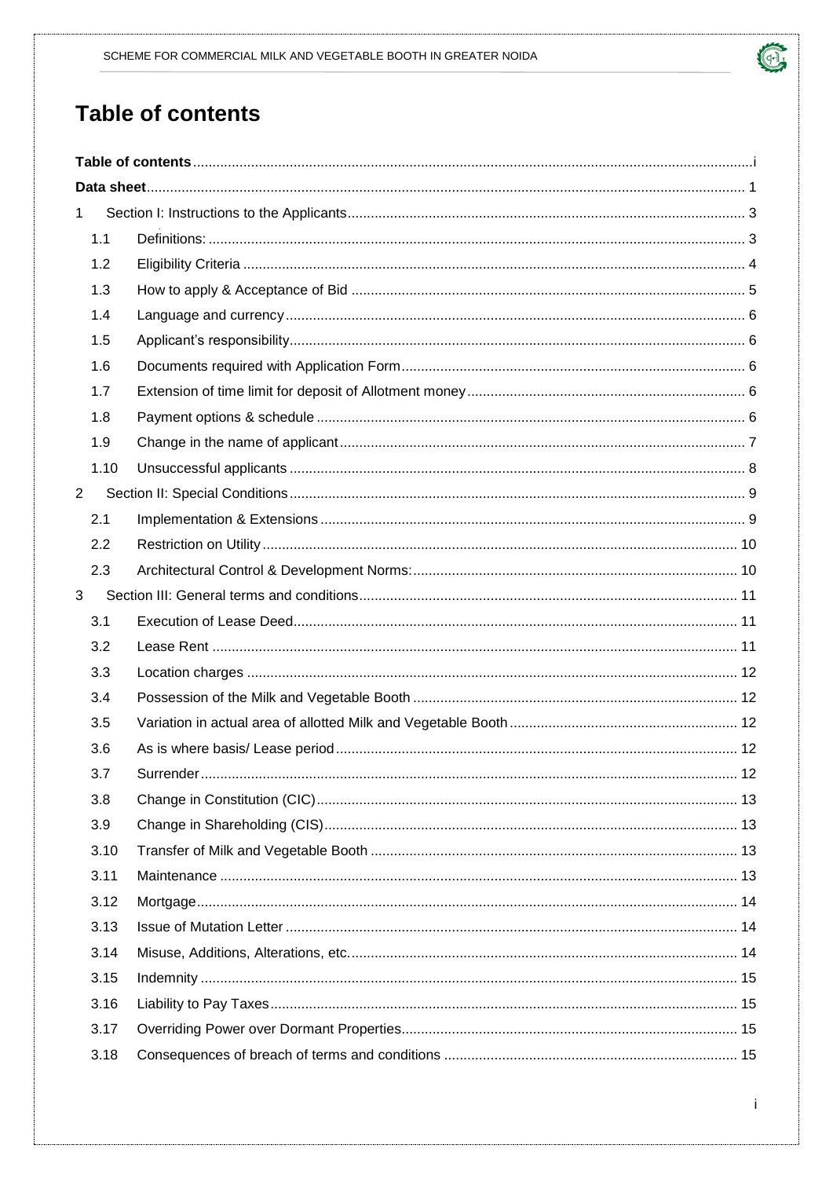# Table of contents

**Table of contents** ............ i

**Data sheet** ............ 1

1 Section I: Instructions to the Applicants ............ 3

- 1.1 Definitions: ............ 3
- 1.2 Eligibility Criteria ............ 4
- 1.3 How to apply & Acceptance of Bid ............ 5
- 1.4 Language and currency ............ 6
- 1.5 Applicant's responsibility ............ 6
- 1.6 Documents required with Application Form ............ 6
- 1.7 Extension of time limit for deposit of Allotment money ............ 6
- 1.8 Payment options & schedule ............ 6
- 1.9 Change in the name of applicant ............ 7
- 1.10 Unsuccessful applicants ............ 8

2 Section II: Special Conditions ............ 9

- 2.1 Implementation & Extensions ............ 9
- 2.2 Restriction on Utility ............ 10
- 2.3 Architectural Control & Development Norms: ............ 10

3 Section III: General terms and conditions ............ 11

- 3.1 Execution of Lease Deed ............ 11
- 3.2 Lease Rent ............ 11
- 3.3 Location charges ............ 12
- 3.4 Possession of the Milk and Vegetable Booth ............ 12
- 3.5 Variation in actual area of allotted Milk and Vegetable Booth ............ 12
- 3.6 As is where basis/ Lease period ............ 12
- 3.7 Surrender ............ 12
- 3.8 Change in Constitution (CIC) ............ 13
- 3.9 Change in Shareholding (CIS) ............ 13
- 3.10 Transfer of Milk and Vegetable Booth ............ 13
- 3.11 Maintenance ............ 13
- 3.12 Mortgage ............ 14
- 3.13 Issue of Mutation Letter ............ 14
- 3.14 Misuse, Additions, Alterations, etc. ............ 14
- 3.15 Indemnity ............ 15
- 3.16 Liability to Pay Taxes ............ 15
- 3.17 Overriding Power over Dormant Properties ............ 15
- 3.18 Consequences of breach of terms and conditions ............ 15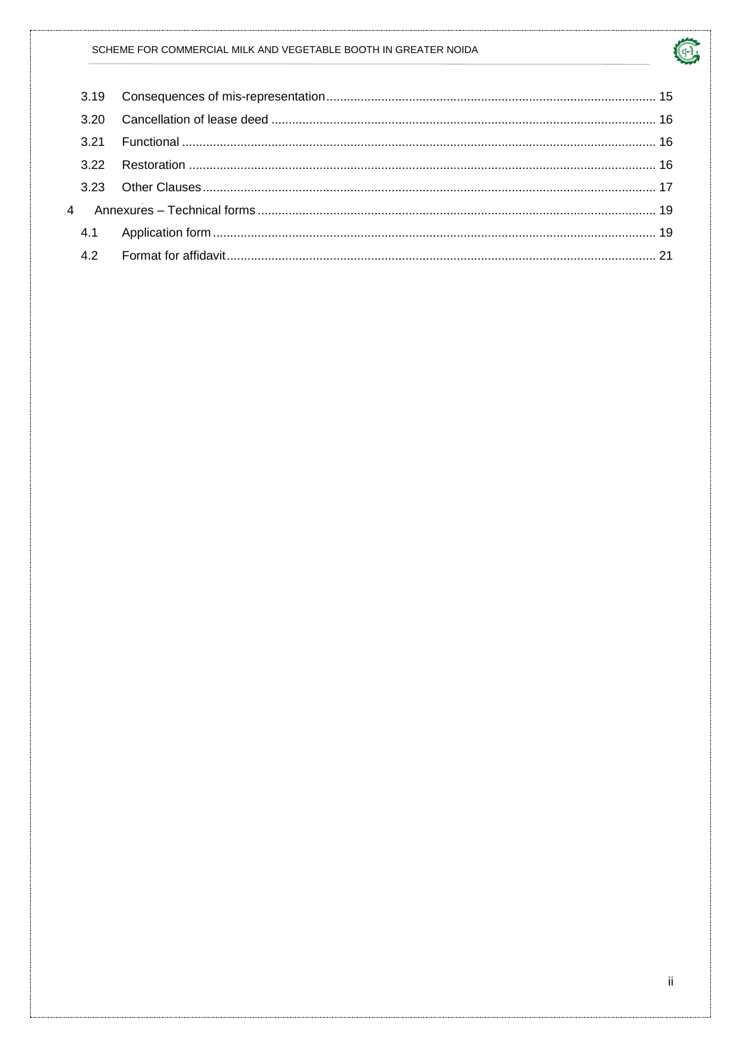| | | |
|---|---|---|
| 3.19 | Consequences of mis-representation | 15 |
| 3.20 | Cancellation of lease deed | 16 |
| 3.21 | Functional | 16 |
| 3.22 | Restoration | 16 |
| 3.23 | Other Clauses | 17 |
| 4 | Annexures – Technical forms | 19 |
| 4.1 | Application form | 19 |
| 4.2 | Format for affidavit | 21 |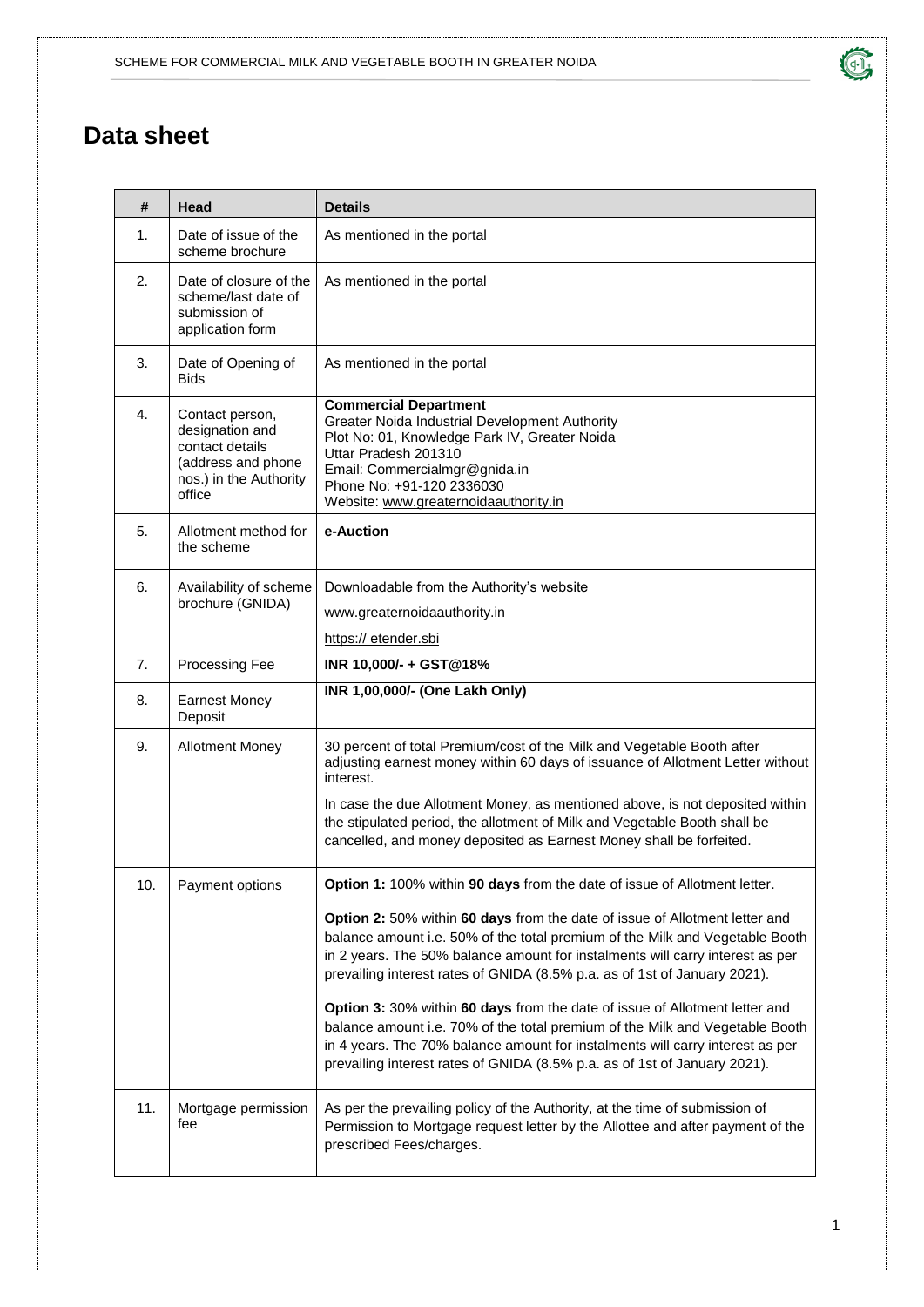# Data sheet

| # | Head | Details |
|---|---|---|
| 1. | Date of issue of the scheme brochure | As mentioned in the portal |
| 2. | Date of closure of the scheme/last date of submission of application form | As mentioned in the portal |
| 3. | Date of Opening of Bids | As mentioned in the portal |
| 4. | Contact person, designation and contact details (address and phone nos.) in the Authority office | **Commercial Department**<br>Greater Noida Industrial Development Authority<br>Plot No: 01, Knowledge Park IV, Greater Noida<br>Uttar Pradesh 201310<br>Email: Commercialmgr@gnida.in<br>Phone No: +91-120 2336030<br>Website: www.greaternoidaauthority.in |
| 5. | Allotment method for the scheme | **e-Auction** |
| 6. | Availability of scheme brochure (GNIDA) | Downloadable from the Authority's website<br>www.greaternoidaauthority.in<br>https:// etender.sbi |
| 7. | Processing Fee | **INR 10,000/- + GST@18%** |
| 8. | Earnest Money Deposit | **INR 1,00,000/- (One Lakh Only)** |
| 9. | Allotment Money | 30 percent of total Premium/cost of the Milk and Vegetable Booth after adjusting earnest money within 60 days of issuance of Allotment Letter without interest.<br>In case the due Allotment Money, as mentioned above, is not deposited within the stipulated period, the allotment of Milk and Vegetable Booth shall be cancelled, and money deposited as Earnest Money shall be forfeited. |
| 10. | Payment options | **Option 1:** 100% within **90 days** from the date of issue of Allotment letter.<br>**Option 2:** 50% within **60 days** from the date of issue of Allotment letter and balance amount i.e. 50% of the total premium of the Milk and Vegetable Booth in 2 years. The 50% balance amount for instalments will carry interest as per prevailing interest rates of GNIDA (8.5% p.a. as of 1st of January 2021).<br>**Option 3:** 30% within **60 days** from the date of issue of Allotment letter and balance amount i.e. 70% of the total premium of the Milk and Vegetable Booth in 4 years. The 70% balance amount for instalments will carry interest as per prevailing interest rates of GNIDA (8.5% p.a. as of 1st of January 2021). |
| 11. | Mortgage permission fee | As per the prevailing policy of the Authority, at the time of submission of Permission to Mortgage request letter by the Allottee and after payment of the prescribed Fees/charges. |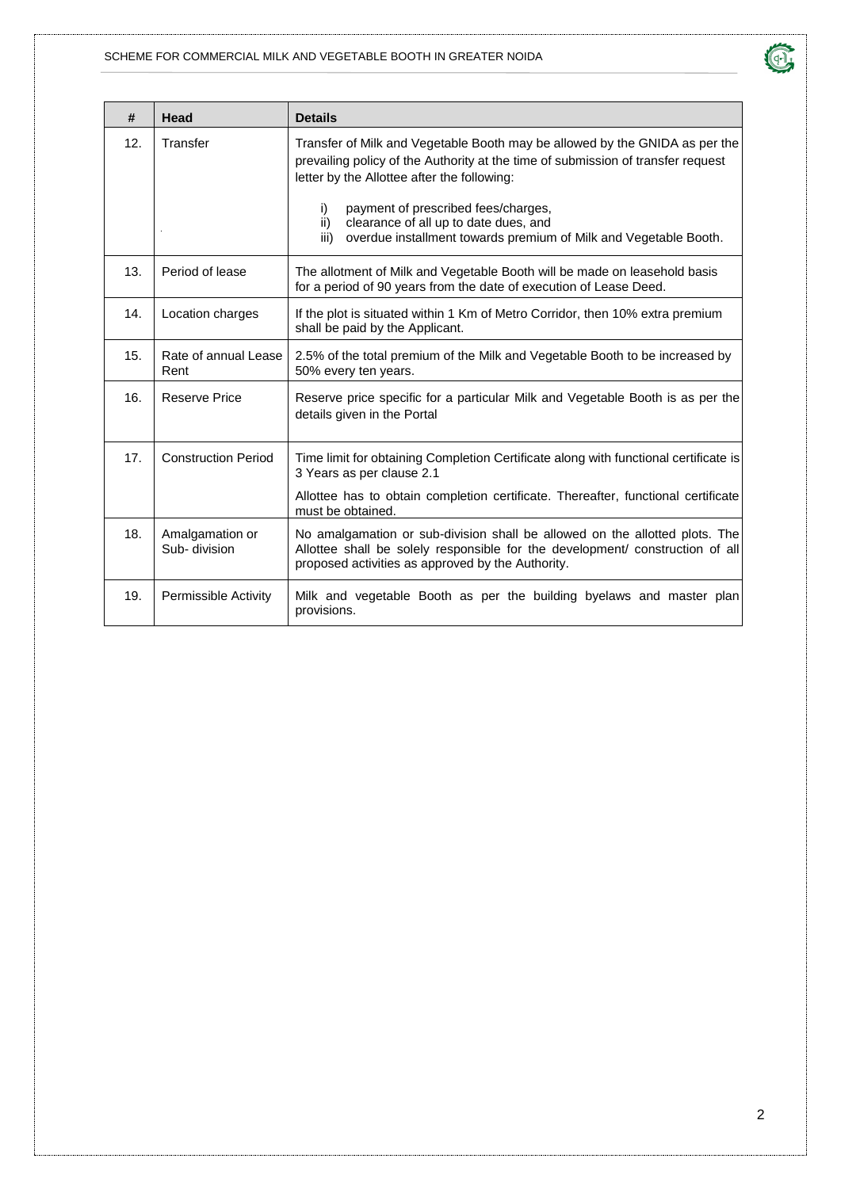| # | Head | Details |
|---|---|---|
| 12. | Transfer | Transfer of Milk and Vegetable Booth may be allowed by the GNIDA as per the prevailing policy of the Authority at the time of submission of transfer request letter by the Allottee after the following:<br><br>i) payment of prescribed fees/charges,<br>ii) clearance of all up to date dues, and<br>iii) overdue installment towards premium of Milk and Vegetable Booth. |
| 13. | Period of lease | The allotment of Milk and Vegetable Booth will be made on leasehold basis for a period of 90 years from the date of execution of Lease Deed. |
| 14. | Location charges | If the plot is situated within 1 Km of Metro Corridor, then 10% extra premium shall be paid by the Applicant. |
| 15. | Rate of annual Lease Rent | 2.5% of the total premium of the Milk and Vegetable Booth to be increased by 50% every ten years. |
| 16. | Reserve Price | Reserve price specific for a particular Milk and Vegetable Booth is as per the details given in the Portal |
| 17. | Construction Period | Time limit for obtaining Completion Certificate along with functional certificate is 3 Years as per clause 2.1<br><br>Allottee has to obtain completion certificate. Thereafter, functional certificate must be obtained. |
| 18. | Amalgamation or Sub- division | No amalgamation or sub-division shall be allowed on the allotted plots. The Allottee shall be solely responsible for the development/ construction of all proposed activities as approved by the Authority. |
| 19. | Permissible Activity | Milk and vegetable Booth as per the building byelaws and master plan provisions. |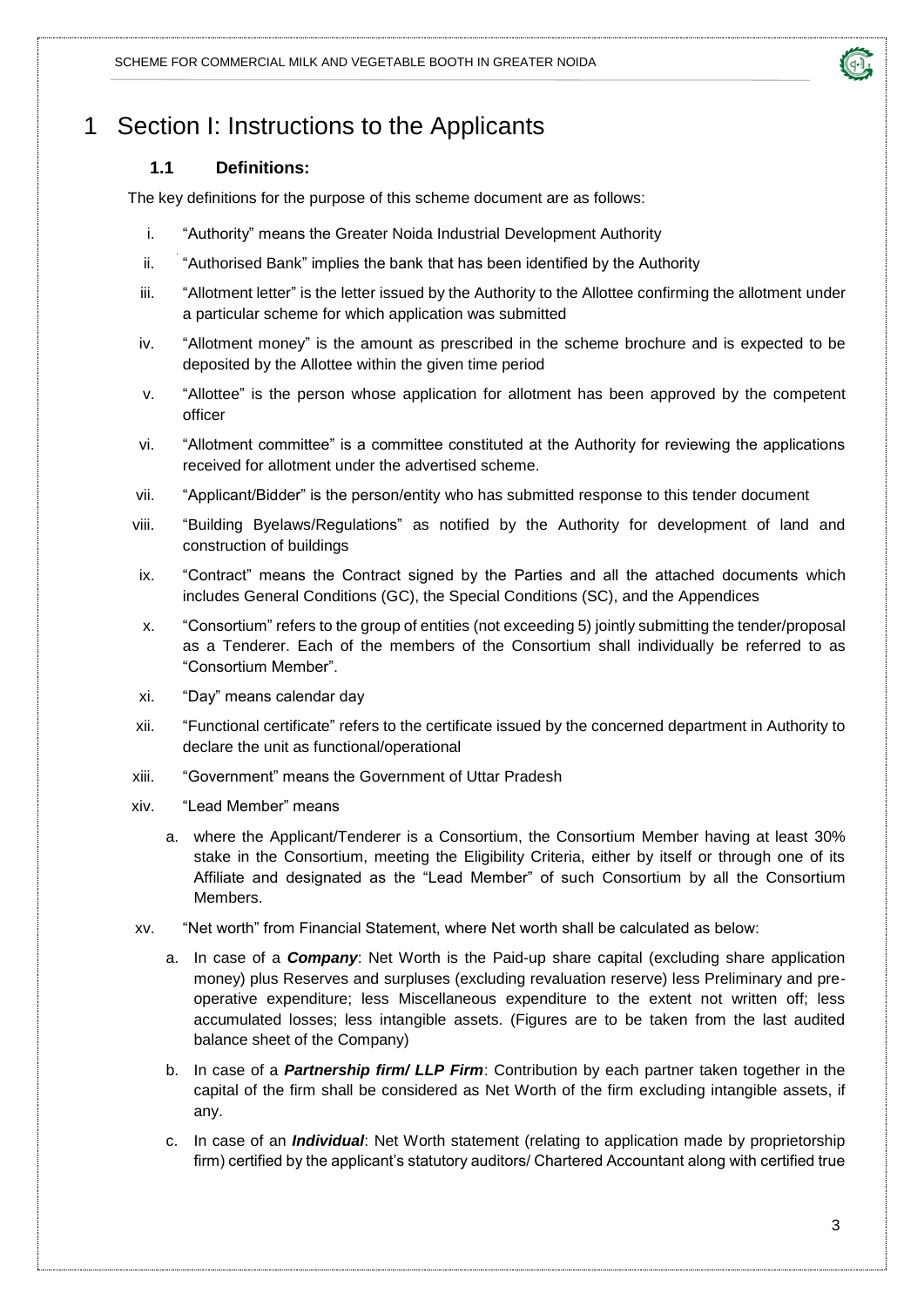# 1 Section I: Instructions to the Applicants

### 1.1 Definitions:

The key definitions for the purpose of this scheme document are as follows:

i. "Authority" means the Greater Noida Industrial Development Authority

ii. "Authorised Bank" implies the bank that has been identified by the Authority

iii. "Allotment letter" is the letter issued by the Authority to the Allottee confirming the allotment under a particular scheme for which application was submitted

iv. "Allotment money" is the amount as prescribed in the scheme brochure and is expected to be deposited by the Allottee within the given time period

v. "Allottee" is the person whose application for allotment has been approved by the competent officer

vi. "Allotment committee" is a committee constituted at the Authority for reviewing the applications received for allotment under the advertised scheme.

vii. "Applicant/Bidder" is the person/entity who has submitted response to this tender document

viii. "Building Byelaws/Regulations" as notified by the Authority for development of land and construction of buildings

ix. "Contract" means the Contract signed by the Parties and all the attached documents which includes General Conditions (GC), the Special Conditions (SC), and the Appendices

x. "Consortium" refers to the group of entities (not exceeding 5) jointly submitting the tender/proposal as a Tenderer. Each of the members of the Consortium shall individually be referred to as "Consortium Member".

xi. "Day" means calendar day

xii. "Functional certificate" refers to the certificate issued by the concerned department in Authority to declare the unit as functional/operational

xiii. "Government" means the Government of Uttar Pradesh

xiv. "Lead Member" means

a. where the Applicant/Tenderer is a Consortium, the Consortium Member having at least 30% stake in the Consortium, meeting the Eligibility Criteria, either by itself or through one of its Affiliate and designated as the "Lead Member" of such Consortium by all the Consortium Members.

xv. "Net worth" from Financial Statement, where Net worth shall be calculated as below:

a. In case of a ***Company***: Net Worth is the Paid-up share capital (excluding share application money) plus Reserves and surpluses (excluding revaluation reserve) less Preliminary and pre-operative expenditure; less Miscellaneous expenditure to the extent not written off; less accumulated losses; less intangible assets. (Figures are to be taken from the last audited balance sheet of the Company)

b. In case of a ***Partnership firm/ LLP Firm***: Contribution by each partner taken together in the capital of the firm shall be considered as Net Worth of the firm excluding intangible assets, if any.

c. In case of an ***Individual***: Net Worth statement (relating to application made by proprietorship firm) certified by the applicant's statutory auditors/ Chartered Accountant along with certified true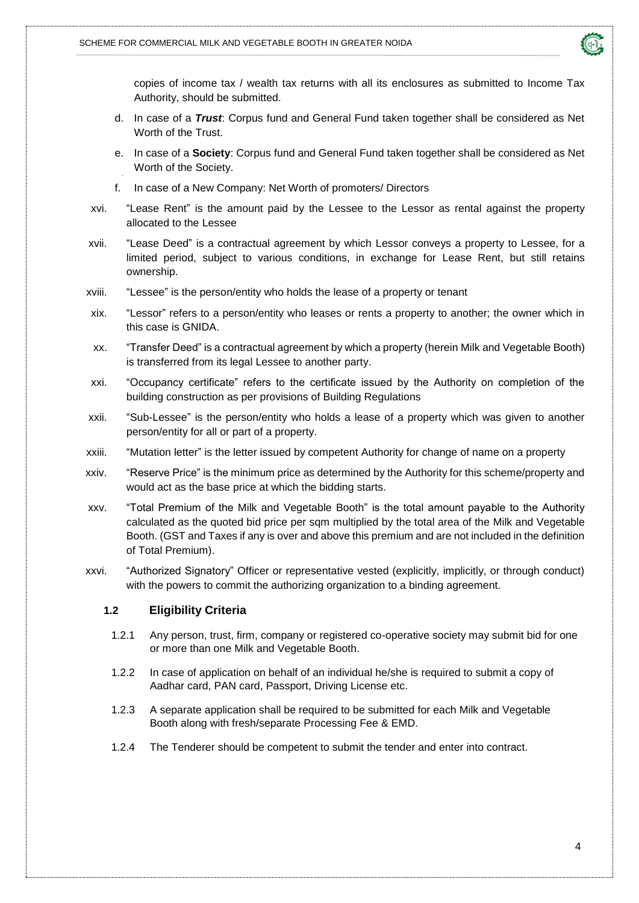copies of income tax / wealth tax returns with all its enclosures as submitted to Income Tax Authority, should be submitted.

d. In case of a ***Trust***: Corpus fund and General Fund taken together shall be considered as Net Worth of the Trust.

e. In case of a **Society**: Corpus fund and General Fund taken together shall be considered as Net Worth of the Society.

f. In case of a New Company: Net Worth of promoters/ Directors

xvi. "Lease Rent" is the amount paid by the Lessee to the Lessor as rental against the property allocated to the Lessee

xvii. "Lease Deed" is a contractual agreement by which Lessor conveys a property to Lessee, for a limited period, subject to various conditions, in exchange for Lease Rent, but still retains ownership.

xviii. "Lessee" is the person/entity who holds the lease of a property or tenant

xix. "Lessor" refers to a person/entity who leases or rents a property to another; the owner which in this case is GNIDA.

xx. "Transfer Deed" is a contractual agreement by which a property (herein Milk and Vegetable Booth) is transferred from its legal Lessee to another party.

xxi. "Occupancy certificate" refers to the certificate issued by the Authority on completion of the building construction as per provisions of Building Regulations

xxii. "Sub-Lessee" is the person/entity who holds a lease of a property which was given to another person/entity for all or part of a property.

xxiii. "Mutation letter" is the letter issued by competent Authority for change of name on a property

xxiv. "Reserve Price" is the minimum price as determined by the Authority for this scheme/property and would act as the base price at which the bidding starts.

xxv. "Total Premium of the Milk and Vegetable Booth" is the total amount payable to the Authority calculated as the quoted bid price per sqm multiplied by the total area of the Milk and Vegetable Booth. (GST and Taxes if any is over and above this premium and are not included in the definition of Total Premium).

xxvi. "Authorized Signatory" Officer or representative vested (explicitly, implicitly, or through conduct) with the powers to commit the authorizing organization to a binding agreement.

### 1.2 Eligibility Criteria

1.2.1 Any person, trust, firm, company or registered co-operative society may submit bid for one or more than one Milk and Vegetable Booth.

1.2.2 In case of application on behalf of an individual he/she is required to submit a copy of Aadhar card, PAN card, Passport, Driving License etc.

1.2.3 A separate application shall be required to be submitted for each Milk and Vegetable Booth along with fresh/separate Processing Fee & EMD.

1.2.4 The Tenderer should be competent to submit the tender and enter into contract.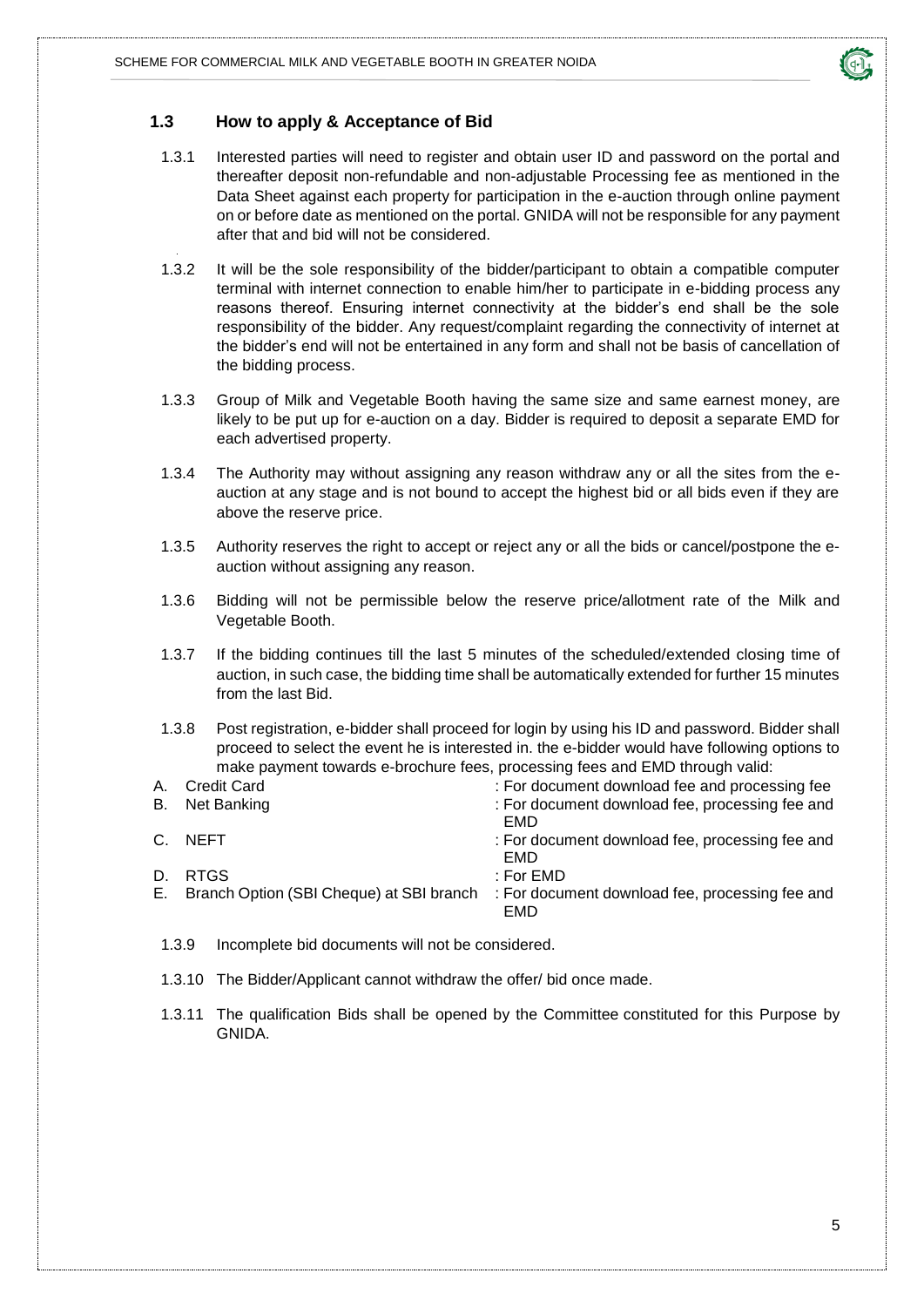## 1.3 How to apply & Acceptance of Bid

1.3.1 Interested parties will need to register and obtain user ID and password on the portal and thereafter deposit non-refundable and non-adjustable Processing fee as mentioned in the Data Sheet against each property for participation in the e-auction through online payment on or before date as mentioned on the portal. GNIDA will not be responsible for any payment after that and bid will not be considered.

1.3.2 It will be the sole responsibility of the bidder/participant to obtain a compatible computer terminal with internet connection to enable him/her to participate in e-bidding process any reasons thereof. Ensuring internet connectivity at the bidder's end shall be the sole responsibility of the bidder. Any request/complaint regarding the connectivity of internet at the bidder's end will not be entertained in any form and shall not be basis of cancellation of the bidding process.

1.3.3 Group of Milk and Vegetable Booth having the same size and same earnest money, are likely to be put up for e-auction on a day. Bidder is required to deposit a separate EMD for each advertised property.

1.3.4 The Authority may without assigning any reason withdraw any or all the sites from the e-auction at any stage and is not bound to accept the highest bid or all bids even if they are above the reserve price.

1.3.5 Authority reserves the right to accept or reject any or all the bids or cancel/postpone the e-auction without assigning any reason.

1.3.6 Bidding will not be permissible below the reserve price/allotment rate of the Milk and Vegetable Booth.

1.3.7 If the bidding continues till the last 5 minutes of the scheduled/extended closing time of auction, in such case, the bidding time shall be automatically extended for further 15 minutes from the last Bid.

1.3.8 Post registration, e-bidder shall proceed for login by using his ID and password. Bidder shall proceed to select the event he is interested in. the e-bidder would have following options to make payment towards e-brochure fees, processing fees and EMD through valid:

| | | |
|---|---|---|
| A. | Credit Card | : For document download fee and processing fee |
| B. | Net Banking | : For document download fee, processing fee and EMD |
| C. | NEFT | : For document download fee, processing fee and EMD |
| D. | RTGS | : For EMD |
| E. | Branch Option (SBI Cheque) at SBI branch | : For document download fee, processing fee and EMD |

1.3.9 Incomplete bid documents will not be considered.

1.3.10 The Bidder/Applicant cannot withdraw the offer/ bid once made.

1.3.11 The qualification Bids shall be opened by the Committee constituted for this Purpose by GNIDA.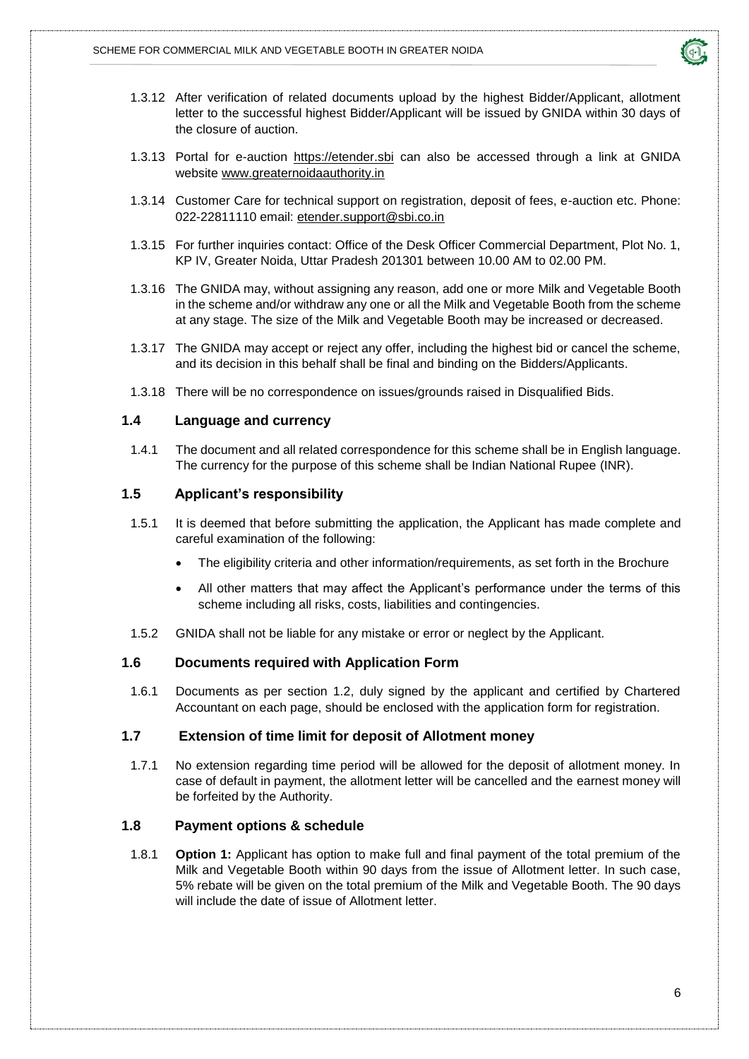1.3.12 After verification of related documents upload by the highest Bidder/Applicant, allotment letter to the successful highest Bidder/Applicant will be issued by GNIDA within 30 days of the closure of auction.

1.3.13 Portal for e-auction https://etender.sbi can also be accessed through a link at GNIDA website www.greaternoidaauthority.in

1.3.14 Customer Care for technical support on registration, deposit of fees, e-auction etc. Phone: 022-22811110 email: etender.support@sbi.co.in

1.3.15 For further inquiries contact: Office of the Desk Officer Commercial Department, Plot No. 1, KP IV, Greater Noida, Uttar Pradesh 201301 between 10.00 AM to 02.00 PM.

1.3.16 The GNIDA may, without assigning any reason, add one or more Milk and Vegetable Booth in the scheme and/or withdraw any one or all the Milk and Vegetable Booth from the scheme at any stage. The size of the Milk and Vegetable Booth may be increased or decreased.

1.3.17 The GNIDA may accept or reject any offer, including the highest bid or cancel the scheme, and its decision in this behalf shall be final and binding on the Bidders/Applicants.

1.3.18 There will be no correspondence on issues/grounds raised in Disqualified Bids.

### 1.4 Language and currency

1.4.1 The document and all related correspondence for this scheme shall be in English language. The currency for the purpose of this scheme shall be Indian National Rupee (INR).

### 1.5 Applicant's responsibility

1.5.1 It is deemed that before submitting the application, the Applicant has made complete and careful examination of the following:

- The eligibility criteria and other information/requirements, as set forth in the Brochure
- All other matters that may affect the Applicant's performance under the terms of this scheme including all risks, costs, liabilities and contingencies.

1.5.2 GNIDA shall not be liable for any mistake or error or neglect by the Applicant.

### 1.6 Documents required with Application Form

1.6.1 Documents as per section 1.2, duly signed by the applicant and certified by Chartered Accountant on each page, should be enclosed with the application form for registration.

### 1.7 Extension of time limit for deposit of Allotment money

1.7.1 No extension regarding time period will be allowed for the deposit of allotment money. In case of default in payment, the allotment letter will be cancelled and the earnest money will be forfeited by the Authority.

### 1.8 Payment options & schedule

1.8.1 **Option 1:** Applicant has option to make full and final payment of the total premium of the Milk and Vegetable Booth within 90 days from the issue of Allotment letter. In such case, 5% rebate will be given on the total premium of the Milk and Vegetable Booth. The 90 days will include the date of issue of Allotment letter.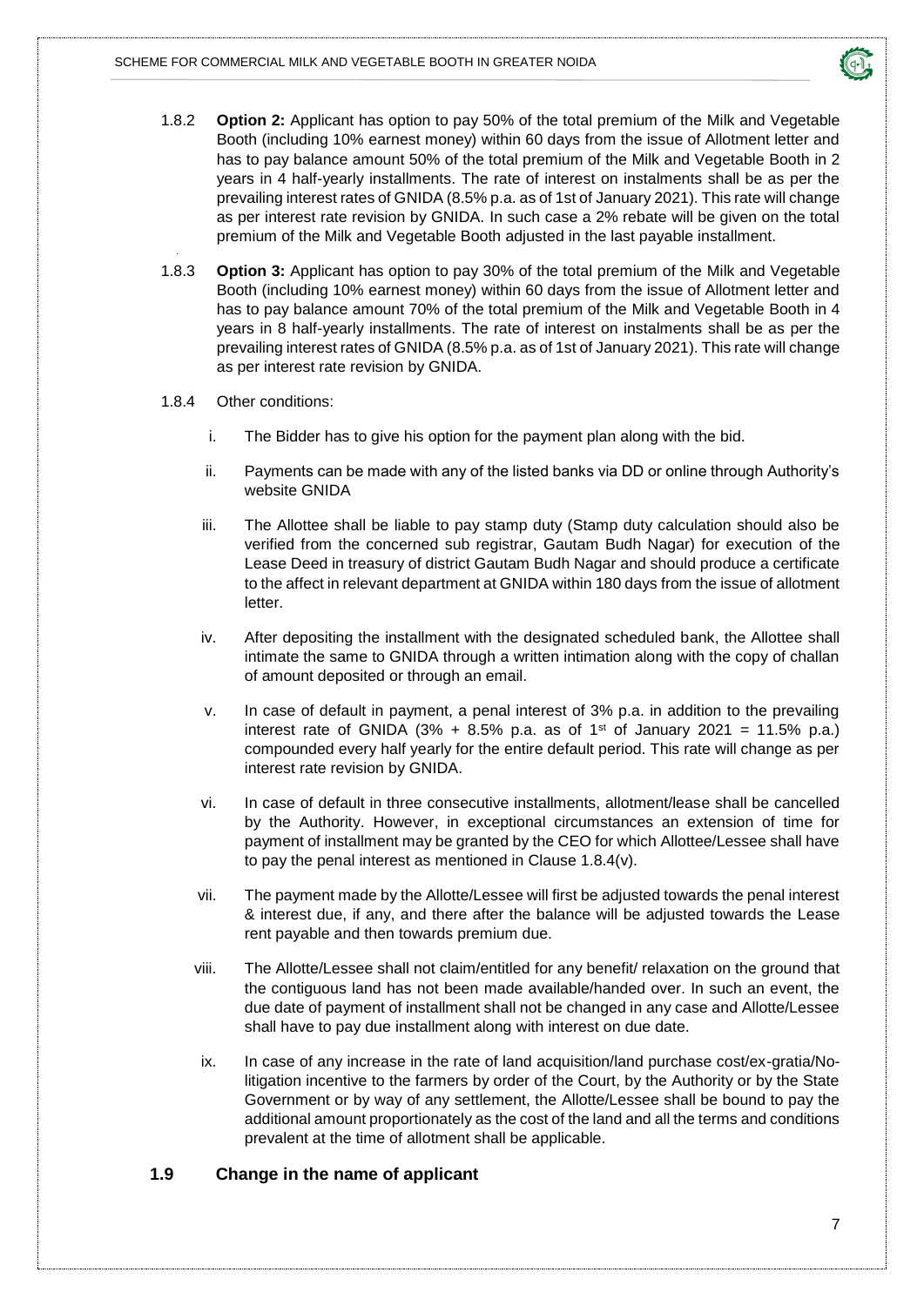1.8.2 **Option 2:** Applicant has option to pay 50% of the total premium of the Milk and Vegetable Booth (including 10% earnest money) within 60 days from the issue of Allotment letter and has to pay balance amount 50% of the total premium of the Milk and Vegetable Booth in 2 years in 4 half-yearly installments. The rate of interest on instalments shall be as per the prevailing interest rates of GNIDA (8.5% p.a. as of 1st of January 2021). This rate will change as per interest rate revision by GNIDA. In such case a 2% rebate will be given on the total premium of the Milk and Vegetable Booth adjusted in the last payable installment.

1.8.3 **Option 3:** Applicant has option to pay 30% of the total premium of the Milk and Vegetable Booth (including 10% earnest money) within 60 days from the issue of Allotment letter and has to pay balance amount 70% of the total premium of the Milk and Vegetable Booth in 4 years in 8 half-yearly installments. The rate of interest on instalments shall be as per the prevailing interest rates of GNIDA (8.5% p.a. as of 1st of January 2021). This rate will change as per interest rate revision by GNIDA.

1.8.4 Other conditions:

i. The Bidder has to give his option for the payment plan along with the bid.

ii. Payments can be made with any of the listed banks via DD or online through Authority's website GNIDA

iii. The Allottee shall be liable to pay stamp duty (Stamp duty calculation should also be verified from the concerned sub registrar, Gautam Budh Nagar) for execution of the Lease Deed in treasury of district Gautam Budh Nagar and should produce a certificate to the affect in relevant department at GNIDA within 180 days from the issue of allotment letter.

iv. After depositing the installment with the designated scheduled bank, the Allottee shall intimate the same to GNIDA through a written intimation along with the copy of challan of amount deposited or through an email.

v. In case of default in payment, a penal interest of 3% p.a. in addition to the prevailing interest rate of GNIDA (3% + 8.5% p.a. as of 1st of January 2021 = 11.5% p.a.) compounded every half yearly for the entire default period. This rate will change as per interest rate revision by GNIDA.

vi. In case of default in three consecutive installments, allotment/lease shall be cancelled by the Authority. However, in exceptional circumstances an extension of time for payment of installment may be granted by the CEO for which Allottee/Lessee shall have to pay the penal interest as mentioned in Clause 1.8.4(v).

vii. The payment made by the Allotte/Lessee will first be adjusted towards the penal interest & interest due, if any, and there after the balance will be adjusted towards the Lease rent payable and then towards premium due.

viii. The Allotte/Lessee shall not claim/entitled for any benefit/ relaxation on the ground that the contiguous land has not been made available/handed over. In such an event, the due date of payment of installment shall not be changed in any case and Allotte/Lessee shall have to pay due installment along with interest on due date.

ix. In case of any increase in the rate of land acquisition/land purchase cost/ex-gratia/No-litigation incentive to the farmers by order of the Court, by the Authority or by the State Government or by way of any settlement, the Allotte/Lessee shall be bound to pay the additional amount proportionately as the cost of the land and all the terms and conditions prevalent at the time of allotment shall be applicable.

## 1.9 Change in the name of applicant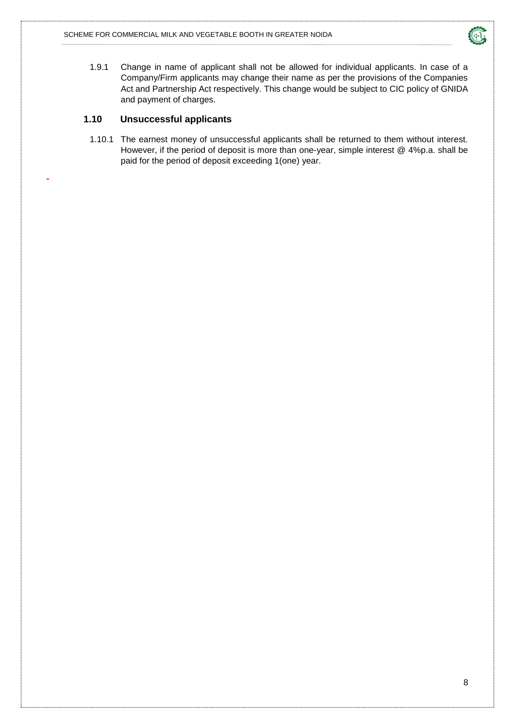1.9.1 Change in name of applicant shall not be allowed for individual applicants. In case of a Company/Firm applicants may change their name as per the provisions of the Companies Act and Partnership Act respectively. This change would be subject to CIC policy of GNIDA and payment of charges.

## 1.10 Unsuccessful applicants

1.10.1 The earnest money of unsuccessful applicants shall be returned to them without interest. However, if the period of deposit is more than one-year, simple interest @ 4%p.a. shall be paid for the period of deposit exceeding 1(one) year.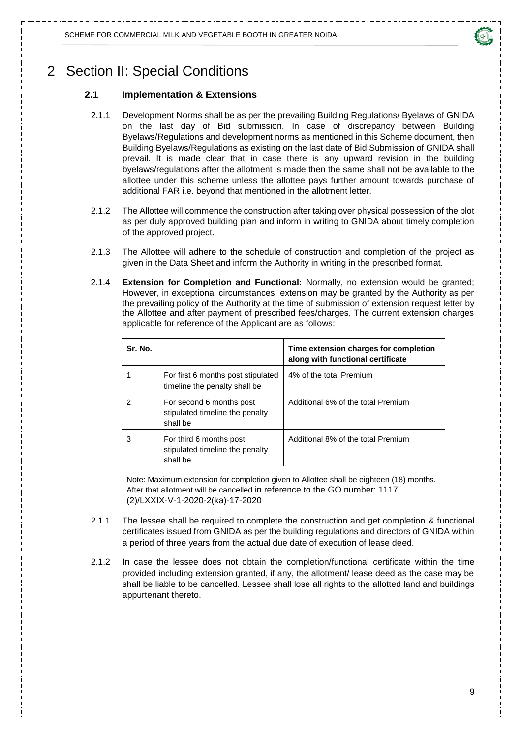# 2 Section II: Special Conditions

## 2.1 Implementation & Extensions

2.1.1 Development Norms shall be as per the prevailing Building Regulations/ Byelaws of GNIDA on the last day of Bid submission. In case of discrepancy between Building Byelaws/Regulations and development norms as mentioned in this Scheme document, then Building Byelaws/Regulations as existing on the last date of Bid Submission of GNIDA shall prevail. It is made clear that in case there is any upward revision in the building byelaws/regulations after the allotment is made then the same shall not be available to the allottee under this scheme unless the allottee pays further amount towards purchase of additional FAR i.e. beyond that mentioned in the allotment letter.

2.1.2 The Allottee will commence the construction after taking over physical possession of the plot as per duly approved building plan and inform in writing to GNIDA about timely completion of the approved project.

2.1.3 The Allottee will adhere to the schedule of construction and completion of the project as given in the Data Sheet and inform the Authority in writing in the prescribed format.

2.1.4 **Extension for Completion and Functional:** Normally, no extension would be granted; However, in exceptional circumstances, extension may be granted by the Authority as per the prevailing policy of the Authority at the time of submission of extension request letter by the Allottee and after payment of prescribed fees/charges. The current extension charges applicable for reference of the Applicant are as follows:

| Sr. No. | | Time extension charges for completion along with functional certificate |
|---|---|---|
| 1 | For first 6 months post stipulated timeline the penalty shall be | 4% of the total Premium |
| 2 | For second 6 months post stipulated timeline the penalty shall be | Additional 6% of the total Premium |
| 3 | For third 6 months post stipulated timeline the penalty shall be | Additional 8% of the total Premium |
| Note: Maximum extension for completion given to Allottee shall be eighteen (18) months. After that allotment will be cancelled in reference to the GO number: 1117 (2)/LXXIX-V-1-2020-2(ka)-17-2020 | | |

2.1.1 The lessee shall be required to complete the construction and get completion & functional certificates issued from GNIDA as per the building regulations and directors of GNIDA within a period of three years from the actual due date of execution of lease deed.

2.1.2 In case the lessee does not obtain the completion/functional certificate within the time provided including extension granted, if any, the allotment/ lease deed as the case may be shall be liable to be cancelled. Lessee shall lose all rights to the allotted land and buildings appurtenant thereto.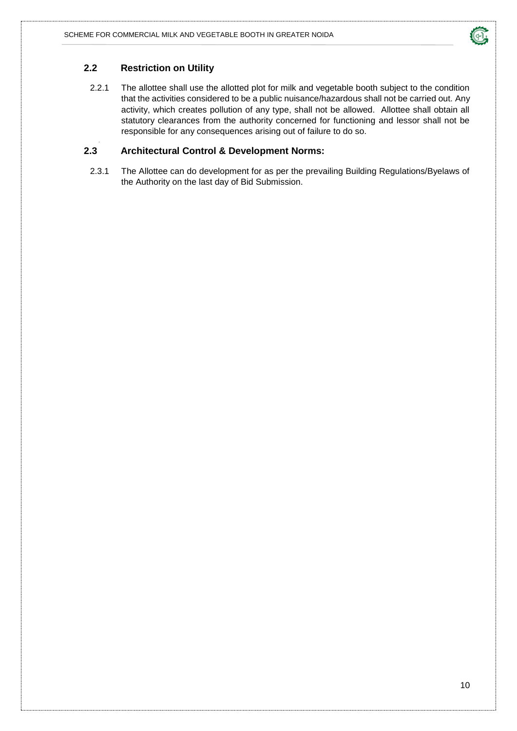## 2.2 Restriction on Utility

2.2.1 The allottee shall use the allotted plot for milk and vegetable booth subject to the condition that the activities considered to be a public nuisance/hazardous shall not be carried out. Any activity, which creates pollution of any type, shall not be allowed. Allottee shall obtain all statutory clearances from the authority concerned for functioning and lessor shall not be responsible for any consequences arising out of failure to do so.

## 2.3 Architectural Control & Development Norms:

2.3.1 The Allottee can do development for as per the prevailing Building Regulations/Byelaws of the Authority on the last day of Bid Submission.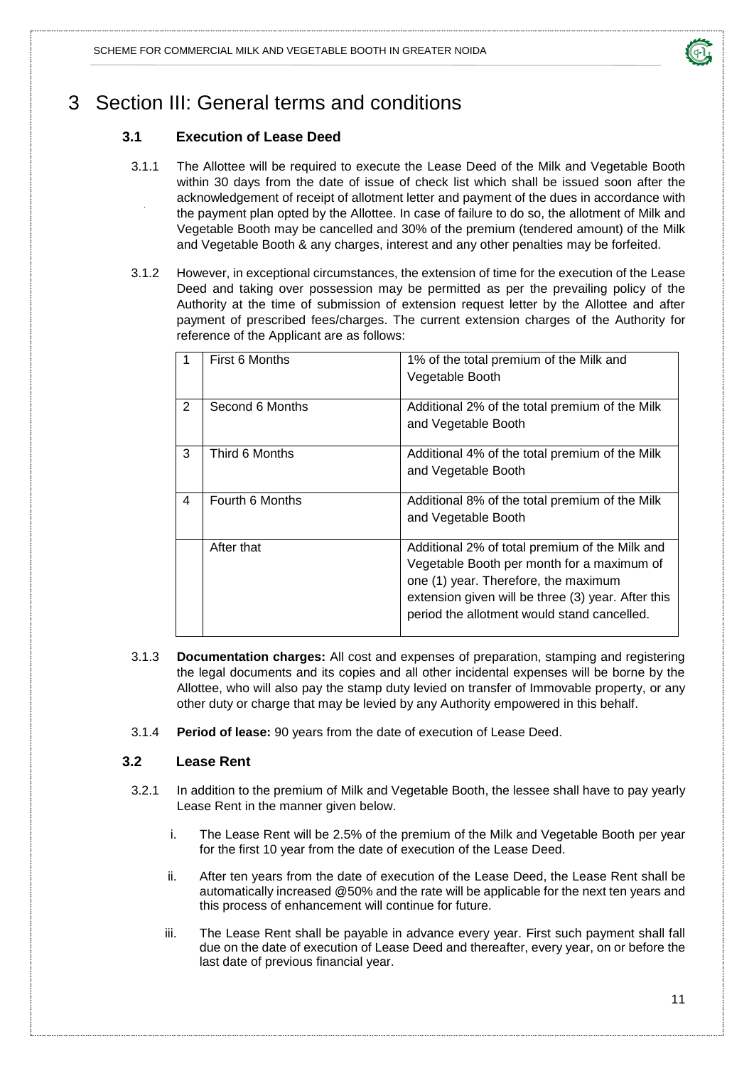# 3 Section III: General terms and conditions

## 3.1 Execution of Lease Deed

3.1.1 The Allottee will be required to execute the Lease Deed of the Milk and Vegetable Booth within 30 days from the date of issue of check list which shall be issued soon after the acknowledgement of receipt of allotment letter and payment of the dues in accordance with the payment plan opted by the Allottee. In case of failure to do so, the allotment of Milk and Vegetable Booth may be cancelled and 30% of the premium (tendered amount) of the Milk and Vegetable Booth & any charges, interest and any other penalties may be forfeited.

3.1.2 However, in exceptional circumstances, the extension of time for the execution of the Lease Deed and taking over possession may be permitted as per the prevailing policy of the Authority at the time of submission of extension request letter by the Allottee and after payment of prescribed fees/charges. The current extension charges of the Authority for reference of the Applicant are as follows:

| | | |
|---|---|---|
| 1 | First 6 Months | 1% of the total premium of the Milk and Vegetable Booth |
| 2 | Second 6 Months | Additional 2% of the total premium of the Milk and Vegetable Booth |
| 3 | Third 6 Months | Additional 4% of the total premium of the Milk and Vegetable Booth |
| 4 | Fourth 6 Months | Additional 8% of the total premium of the Milk and Vegetable Booth |
| | After that | Additional 2% of total premium of the Milk and Vegetable Booth per month for a maximum of one (1) year. Therefore, the maximum extension given will be three (3) year. After this period the allotment would stand cancelled. |

3.1.3 **Documentation charges:** All cost and expenses of preparation, stamping and registering the legal documents and its copies and all other incidental expenses will be borne by the Allottee, who will also pay the stamp duty levied on transfer of Immovable property, or any other duty or charge that may be levied by any Authority empowered in this behalf.

3.1.4 **Period of lease:** 90 years from the date of execution of Lease Deed.

## 3.2 Lease Rent

3.2.1 In addition to the premium of Milk and Vegetable Booth, the lessee shall have to pay yearly Lease Rent in the manner given below.

i. The Lease Rent will be 2.5% of the premium of the Milk and Vegetable Booth per year for the first 10 year from the date of execution of the Lease Deed.

ii. After ten years from the date of execution of the Lease Deed, the Lease Rent shall be automatically increased @50% and the rate will be applicable for the next ten years and this process of enhancement will continue for future.

iii. The Lease Rent shall be payable in advance every year. First such payment shall fall due on the date of execution of Lease Deed and thereafter, every year, on or before the last date of previous financial year.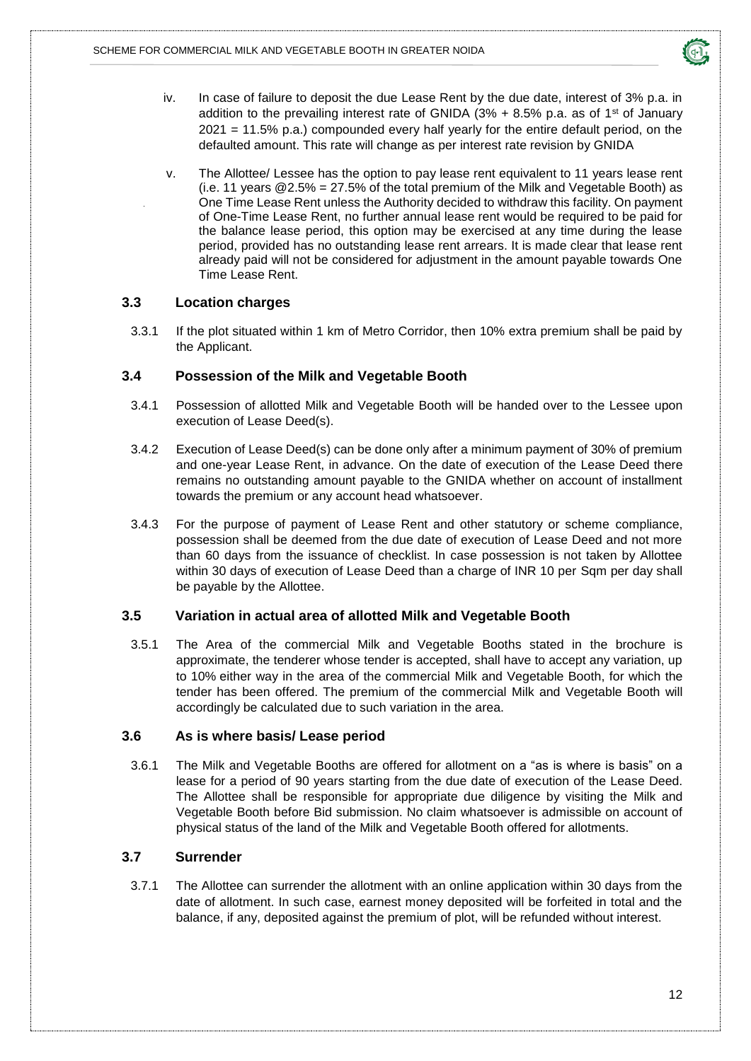iv. In case of failure to deposit the due Lease Rent by the due date, interest of 3% p.a. in addition to the prevailing interest rate of GNIDA (3% + 8.5% p.a. as of 1st of January 2021 = 11.5% p.a.) compounded every half yearly for the entire default period, on the defaulted amount. This rate will change as per interest rate revision by GNIDA

v. The Allottee/ Lessee has the option to pay lease rent equivalent to 11 years lease rent (i.e. 11 years @2.5% = 27.5% of the total premium of the Milk and Vegetable Booth) as One Time Lease Rent unless the Authority decided to withdraw this facility. On payment of One-Time Lease Rent, no further annual lease rent would be required to be paid for the balance lease period, this option may be exercised at any time during the lease period, provided has no outstanding lease rent arrears. It is made clear that lease rent already paid will not be considered for adjustment in the amount payable towards One Time Lease Rent.

### 3.3 Location charges

3.3.1 If the plot situated within 1 km of Metro Corridor, then 10% extra premium shall be paid by the Applicant.

### 3.4 Possession of the Milk and Vegetable Booth

3.4.1 Possession of allotted Milk and Vegetable Booth will be handed over to the Lessee upon execution of Lease Deed(s).

3.4.2 Execution of Lease Deed(s) can be done only after a minimum payment of 30% of premium and one-year Lease Rent, in advance. On the date of execution of the Lease Deed there remains no outstanding amount payable to the GNIDA whether on account of installment towards the premium or any account head whatsoever.

3.4.3 For the purpose of payment of Lease Rent and other statutory or scheme compliance, possession shall be deemed from the due date of execution of Lease Deed and not more than 60 days from the issuance of checklist. In case possession is not taken by Allottee within 30 days of execution of Lease Deed than a charge of INR 10 per Sqm per day shall be payable by the Allottee.

### 3.5 Variation in actual area of allotted Milk and Vegetable Booth

3.5.1 The Area of the commercial Milk and Vegetable Booths stated in the brochure is approximate, the tenderer whose tender is accepted, shall have to accept any variation, up to 10% either way in the area of the commercial Milk and Vegetable Booth, for which the tender has been offered. The premium of the commercial Milk and Vegetable Booth will accordingly be calculated due to such variation in the area.

### 3.6 As is where basis/ Lease period

3.6.1 The Milk and Vegetable Booths are offered for allotment on a "as is where is basis" on a lease for a period of 90 years starting from the due date of execution of the Lease Deed. The Allottee shall be responsible for appropriate due diligence by visiting the Milk and Vegetable Booth before Bid submission. No claim whatsoever is admissible on account of physical status of the land of the Milk and Vegetable Booth offered for allotments.

### 3.7 Surrender

3.7.1 The Allottee can surrender the allotment with an online application within 30 days from the date of allotment. In such case, earnest money deposited will be forfeited in total and the balance, if any, deposited against the premium of plot, will be refunded without interest.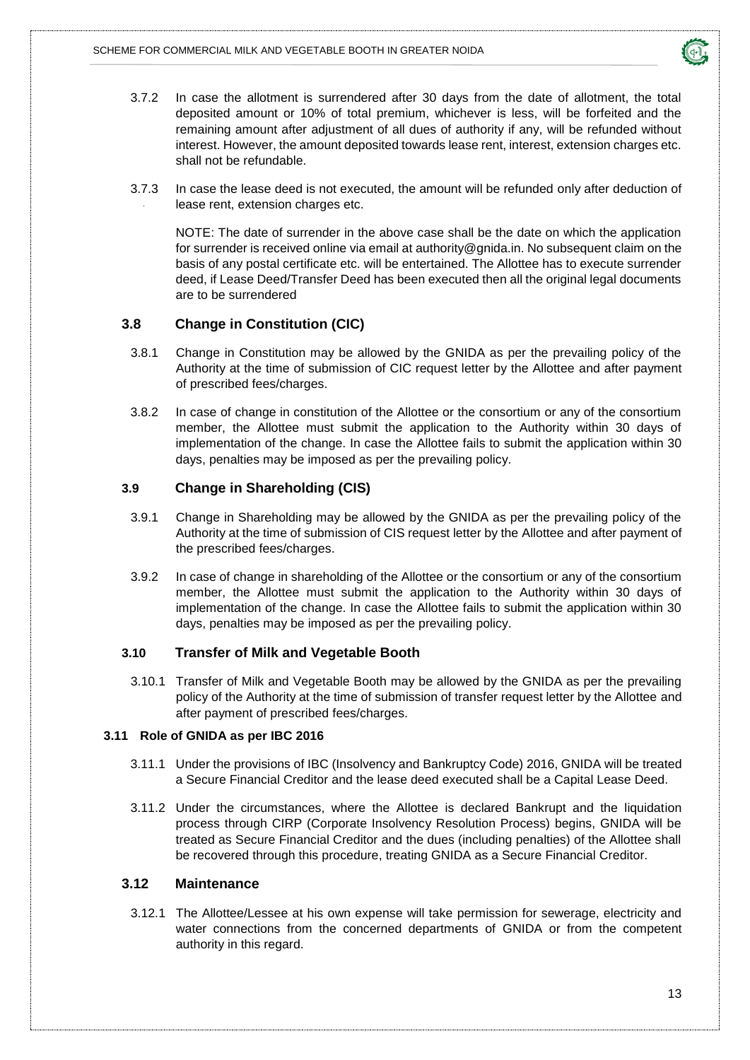3.7.2 In case the allotment is surrendered after 30 days from the date of allotment, the total deposited amount or 10% of total premium, whichever is less, will be forfeited and the remaining amount after adjustment of all dues of authority if any, will be refunded without interest. However, the amount deposited towards lease rent, interest, extension charges etc. shall not be refundable.

3.7.3 In case the lease deed is not executed, the amount will be refunded only after deduction of lease rent, extension charges etc.

NOTE: The date of surrender in the above case shall be the date on which the application for surrender is received online via email at authority@gnida.in. No subsequent claim on the basis of any postal certificate etc. will be entertained. The Allottee has to execute surrender deed, if Lease Deed/Transfer Deed has been executed then all the original legal documents are to be surrendered

### 3.8 Change in Constitution (CIC)

3.8.1 Change in Constitution may be allowed by the GNIDA as per the prevailing policy of the Authority at the time of submission of CIC request letter by the Allottee and after payment of prescribed fees/charges.

3.8.2 In case of change in constitution of the Allottee or the consortium or any of the consortium member, the Allottee must submit the application to the Authority within 30 days of implementation of the change. In case the Allottee fails to submit the application within 30 days, penalties may be imposed as per the prevailing policy.

### 3.9 Change in Shareholding (CIS)

3.9.1 Change in Shareholding may be allowed by the GNIDA as per the prevailing policy of the Authority at the time of submission of CIS request letter by the Allottee and after payment of the prescribed fees/charges.

3.9.2 In case of change in shareholding of the Allottee or the consortium or any of the consortium member, the Allottee must submit the application to the Authority within 30 days of implementation of the change. In case the Allottee fails to submit the application within 30 days, penalties may be imposed as per the prevailing policy.

### 3.10 Transfer of Milk and Vegetable Booth

3.10.1 Transfer of Milk and Vegetable Booth may be allowed by the GNIDA as per the prevailing policy of the Authority at the time of submission of transfer request letter by the Allottee and after payment of prescribed fees/charges.

### 3.11 Role of GNIDA as per IBC 2016

3.11.1 Under the provisions of IBC (Insolvency and Bankruptcy Code) 2016, GNIDA will be treated a Secure Financial Creditor and the lease deed executed shall be a Capital Lease Deed.

3.11.2 Under the circumstances, where the Allottee is declared Bankrupt and the liquidation process through CIRP (Corporate Insolvency Resolution Process) begins, GNIDA will be treated as Secure Financial Creditor and the dues (including penalties) of the Allottee shall be recovered through this procedure, treating GNIDA as a Secure Financial Creditor.

### 3.12 Maintenance

3.12.1 The Allottee/Lessee at his own expense will take permission for sewerage, electricity and water connections from the concerned departments of GNIDA or from the competent authority in this regard.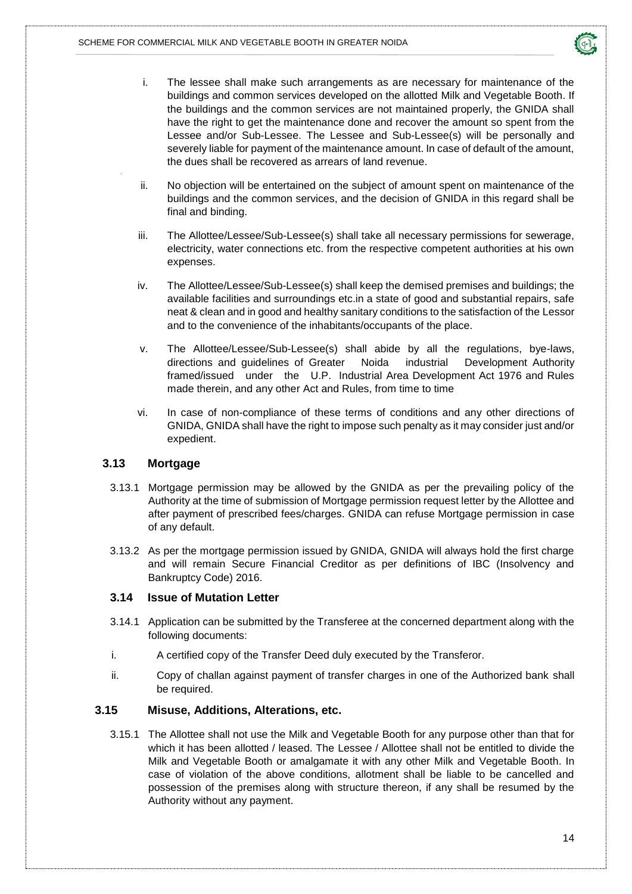i. The lessee shall make such arrangements as are necessary for maintenance of the buildings and common services developed on the allotted Milk and Vegetable Booth. If the buildings and the common services are not maintained properly, the GNIDA shall have the right to get the maintenance done and recover the amount so spent from the Lessee and/or Sub-Lessee. The Lessee and Sub-Lessee(s) will be personally and severely liable for payment of the maintenance amount. In case of default of the amount, the dues shall be recovered as arrears of land revenue.

ii. No objection will be entertained on the subject of amount spent on maintenance of the buildings and the common services, and the decision of GNIDA in this regard shall be final and binding.

iii. The Allottee/Lessee/Sub-Lessee(s) shall take all necessary permissions for sewerage, electricity, water connections etc. from the respective competent authorities at his own expenses.

iv. The Allottee/Lessee/Sub-Lessee(s) shall keep the demised premises and buildings; the available facilities and surroundings etc.in a state of good and substantial repairs, safe neat & clean and in good and healthy sanitary conditions to the satisfaction of the Lessor and to the convenience of the inhabitants/occupants of the place.

v. The Allottee/Lessee/Sub-Lessee(s) shall abide by all the regulations, bye-laws, directions and guidelines of Greater Noida industrial Development Authority framed/issued under the U.P. Industrial Area Development Act 1976 and Rules made therein, and any other Act and Rules, from time to time

vi. In case of non-compliance of these terms of conditions and any other directions of GNIDA, GNIDA shall have the right to impose such penalty as it may consider just and/or expedient.

### 3.13 Mortgage

3.13.1 Mortgage permission may be allowed by the GNIDA as per the prevailing policy of the Authority at the time of submission of Mortgage permission request letter by the Allottee and after payment of prescribed fees/charges. GNIDA can refuse Mortgage permission in case of any default.

3.13.2 As per the mortgage permission issued by GNIDA, GNIDA will always hold the first charge and will remain Secure Financial Creditor as per definitions of IBC (Insolvency and Bankruptcy Code) 2016.

### 3.14 Issue of Mutation Letter

3.14.1 Application can be submitted by the Transferee at the concerned department along with the following documents:

i. A certified copy of the Transfer Deed duly executed by the Transferor.

ii. Copy of challan against payment of transfer charges in one of the Authorized bank shall be required.

### 3.15 Misuse, Additions, Alterations, etc.

3.15.1 The Allottee shall not use the Milk and Vegetable Booth for any purpose other than that for which it has been allotted / leased. The Lessee / Allottee shall not be entitled to divide the Milk and Vegetable Booth or amalgamate it with any other Milk and Vegetable Booth. In case of violation of the above conditions, allotment shall be liable to be cancelled and possession of the premises along with structure thereon, if any shall be resumed by the Authority without any payment.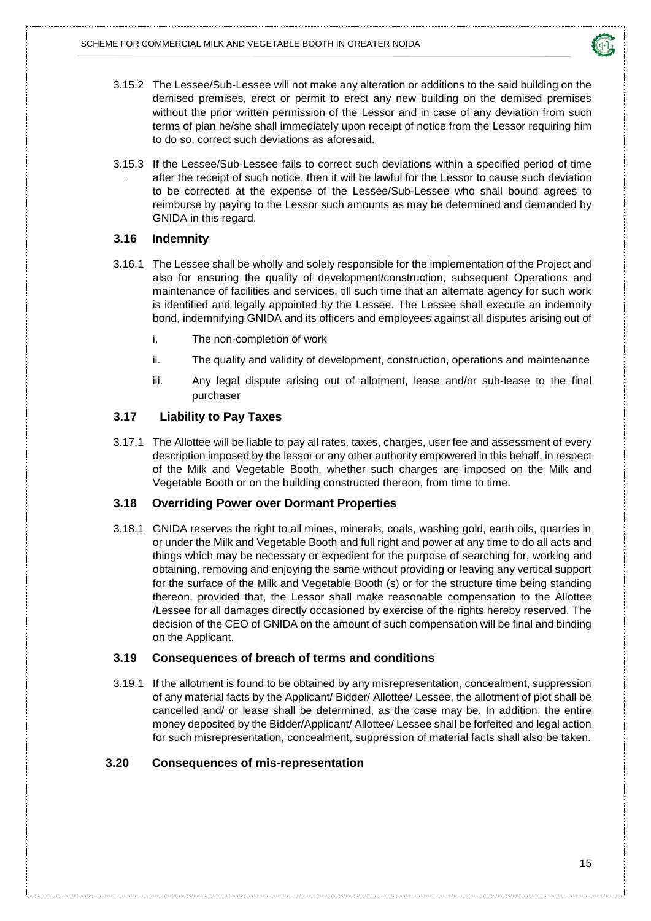3.15.2 The Lessee/Sub-Lessee will not make any alteration or additions to the said building on the demised premises, erect or permit to erect any new building on the demised premises without the prior written permission of the Lessor and in case of any deviation from such terms of plan he/she shall immediately upon receipt of notice from the Lessor requiring him to do so, correct such deviations as aforesaid.

3.15.3 If the Lessee/Sub-Lessee fails to correct such deviations within a specified period of time after the receipt of such notice, then it will be lawful for the Lessor to cause such deviation to be corrected at the expense of the Lessee/Sub-Lessee who shall bound agrees to reimburse by paying to the Lessor such amounts as may be determined and demanded by GNIDA in this regard.

### 3.16 Indemnity

3.16.1 The Lessee shall be wholly and solely responsible for the implementation of the Project and also for ensuring the quality of development/construction, subsequent Operations and maintenance of facilities and services, till such time that an alternate agency for such work is identified and legally appointed by the Lessee. The Lessee shall execute an indemnity bond, indemnifying GNIDA and its officers and employees against all disputes arising out of

i. The non-completion of work

ii. The quality and validity of development, construction, operations and maintenance

iii. Any legal dispute arising out of allotment, lease and/or sub-lease to the final purchaser

### 3.17 Liability to Pay Taxes

3.17.1 The Allottee will be liable to pay all rates, taxes, charges, user fee and assessment of every description imposed by the lessor or any other authority empowered in this behalf, in respect of the Milk and Vegetable Booth, whether such charges are imposed on the Milk and Vegetable Booth or on the building constructed thereon, from time to time.

### 3.18 Overriding Power over Dormant Properties

3.18.1 GNIDA reserves the right to all mines, minerals, coals, washing gold, earth oils, quarries in or under the Milk and Vegetable Booth and full right and power at any time to do all acts and things which may be necessary or expedient for the purpose of searching for, working and obtaining, removing and enjoying the same without providing or leaving any vertical support for the surface of the Milk and Vegetable Booth (s) or for the structure time being standing thereon, provided that, the Lessor shall make reasonable compensation to the Allottee /Lessee for all damages directly occasioned by exercise of the rights hereby reserved. The decision of the CEO of GNIDA on the amount of such compensation will be final and binding on the Applicant.

### 3.19 Consequences of breach of terms and conditions

3.19.1 If the allotment is found to be obtained by any misrepresentation, concealment, suppression of any material facts by the Applicant/ Bidder/ Allottee/ Lessee, the allotment of plot shall be cancelled and/ or lease shall be determined, as the case may be. In addition, the entire money deposited by the Bidder/Applicant/ Allottee/ Lessee shall be forfeited and legal action for such misrepresentation, concealment, suppression of material facts shall also be taken.

### 3.20 Consequences of mis-representation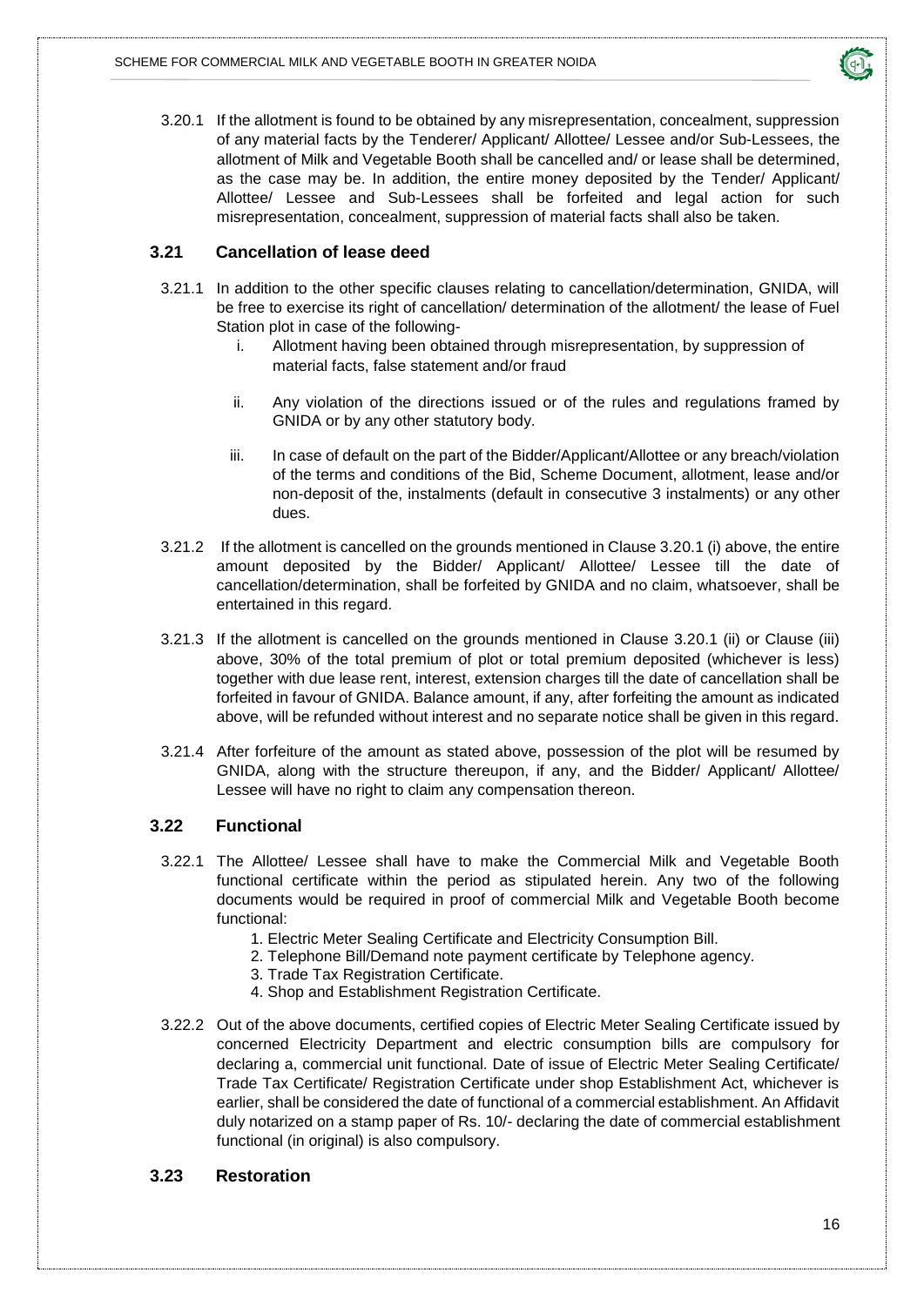3.20.1 If the allotment is found to be obtained by any misrepresentation, concealment, suppression of any material facts by the Tenderer/ Applicant/ Allottee/ Lessee and/or Sub-Lessees, the allotment of Milk and Vegetable Booth shall be cancelled and/ or lease shall be determined, as the case may be. In addition, the entire money deposited by the Tender/ Applicant/ Allottee/ Lessee and Sub-Lessees shall be forfeited and legal action for such misrepresentation, concealment, suppression of material facts shall also be taken.

### 3.21 Cancellation of lease deed

3.21.1 In addition to the other specific clauses relating to cancellation/determination, GNIDA, will be free to exercise its right of cancellation/ determination of the allotment/ the lease of Fuel Station plot in case of the following-

i. Allotment having been obtained through misrepresentation, by suppression of material facts, false statement and/or fraud

ii. Any violation of the directions issued or of the rules and regulations framed by GNIDA or by any other statutory body.

iii. In case of default on the part of the Bidder/Applicant/Allottee or any breach/violation of the terms and conditions of the Bid, Scheme Document, allotment, lease and/or non-deposit of the, instalments (default in consecutive 3 instalments) or any other dues.

3.21.2 If the allotment is cancelled on the grounds mentioned in Clause 3.20.1 (i) above, the entire amount deposited by the Bidder/ Applicant/ Allottee/ Lessee till the date of cancellation/determination, shall be forfeited by GNIDA and no claim, whatsoever, shall be entertained in this regard.

3.21.3 If the allotment is cancelled on the grounds mentioned in Clause 3.20.1 (ii) or Clause (iii) above, 30% of the total premium of plot or total premium deposited (whichever is less) together with due lease rent, interest, extension charges till the date of cancellation shall be forfeited in favour of GNIDA. Balance amount, if any, after forfeiting the amount as indicated above, will be refunded without interest and no separate notice shall be given in this regard.

3.21.4 After forfeiture of the amount as stated above, possession of the plot will be resumed by GNIDA, along with the structure thereupon, if any, and the Bidder/ Applicant/ Allottee/ Lessee will have no right to claim any compensation thereon.

### 3.22 Functional

3.22.1 The Allottee/ Lessee shall have to make the Commercial Milk and Vegetable Booth functional certificate within the period as stipulated herein. Any two of the following documents would be required in proof of commercial Milk and Vegetable Booth become functional:

1. Electric Meter Sealing Certificate and Electricity Consumption Bill.
2. Telephone Bill/Demand note payment certificate by Telephone agency.
3. Trade Tax Registration Certificate.
4. Shop and Establishment Registration Certificate.

3.22.2 Out of the above documents, certified copies of Electric Meter Sealing Certificate issued by concerned Electricity Department and electric consumption bills are compulsory for declaring a, commercial unit functional. Date of issue of Electric Meter Sealing Certificate/ Trade Tax Certificate/ Registration Certificate under shop Establishment Act, whichever is earlier, shall be considered the date of functional of a commercial establishment. An Affidavit duly notarized on a stamp paper of Rs. 10/- declaring the date of commercial establishment functional (in original) is also compulsory.

### 3.23 Restoration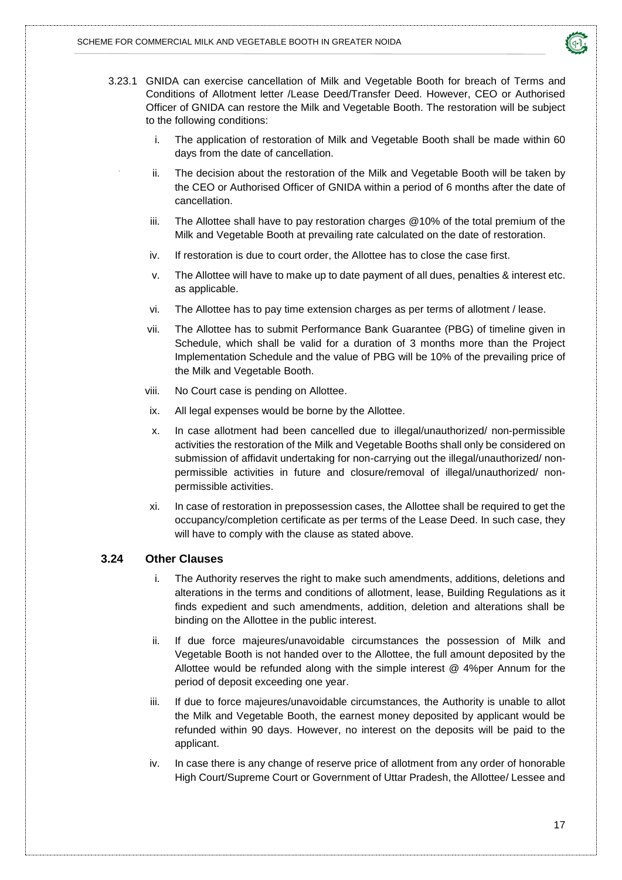3.23.1 GNIDA can exercise cancellation of Milk and Vegetable Booth for breach of Terms and Conditions of Allotment letter /Lease Deed/Transfer Deed. However, CEO or Authorised Officer of GNIDA can restore the Milk and Vegetable Booth. The restoration will be subject to the following conditions:

i. The application of restoration of Milk and Vegetable Booth shall be made within 60 days from the date of cancellation.

ii. The decision about the restoration of the Milk and Vegetable Booth will be taken by the CEO or Authorised Officer of GNIDA within a period of 6 months after the date of cancellation.

iii. The Allottee shall have to pay restoration charges @10% of the total premium of the Milk and Vegetable Booth at prevailing rate calculated on the date of restoration.

iv. If restoration is due to court order, the Allottee has to close the case first.

v. The Allottee will have to make up to date payment of all dues, penalties & interest etc. as applicable.

vi. The Allottee has to pay time extension charges as per terms of allotment / lease.

vii. The Allottee has to submit Performance Bank Guarantee (PBG) of timeline given in Schedule, which shall be valid for a duration of 3 months more than the Project Implementation Schedule and the value of PBG will be 10% of the prevailing price of the Milk and Vegetable Booth.

viii. No Court case is pending on Allottee.

ix. All legal expenses would be borne by the Allottee.

x. In case allotment had been cancelled due to illegal/unauthorized/ non-permissible activities the restoration of the Milk and Vegetable Booths shall only be considered on submission of affidavit undertaking for non-carrying out the illegal/unauthorized/ non-permissible activities in future and closure/removal of illegal/unauthorized/ non-permissible activities.

xi. In case of restoration in prepossession cases, the Allottee shall be required to get the occupancy/completion certificate as per terms of the Lease Deed. In such case, they will have to comply with the clause as stated above.

### 3.24 Other Clauses

i. The Authority reserves the right to make such amendments, additions, deletions and alterations in the terms and conditions of allotment, lease, Building Regulations as it finds expedient and such amendments, addition, deletion and alterations shall be binding on the Allottee in the public interest.

ii. If due force majeures/unavoidable circumstances the possession of Milk and Vegetable Booth is not handed over to the Allottee, the full amount deposited by the Allottee would be refunded along with the simple interest @ 4%per Annum for the period of deposit exceeding one year.

iii. If due to force majeures/unavoidable circumstances, the Authority is unable to allot the Milk and Vegetable Booth, the earnest money deposited by applicant would be refunded within 90 days. However, no interest on the deposits will be paid to the applicant.

iv. In case there is any change of reserve price of allotment from any order of honorable High Court/Supreme Court or Government of Uttar Pradesh, the Allottee/ Lessee and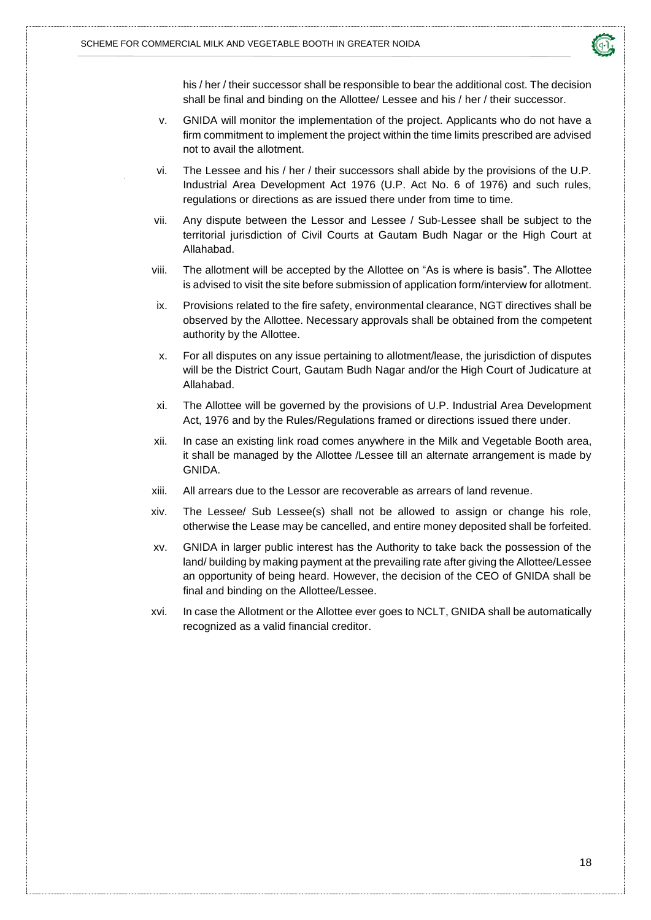his / her / their successor shall be responsible to bear the additional cost. The decision shall be final and binding on the Allottee/ Lessee and his / her / their successor.

v. GNIDA will monitor the implementation of the project. Applicants who do not have a firm commitment to implement the project within the time limits prescribed are advised not to avail the allotment.

vi. The Lessee and his / her / their successors shall abide by the provisions of the U.P. Industrial Area Development Act 1976 (U.P. Act No. 6 of 1976) and such rules, regulations or directions as are issued there under from time to time.

vii. Any dispute between the Lessor and Lessee / Sub-Lessee shall be subject to the territorial jurisdiction of Civil Courts at Gautam Budh Nagar or the High Court at Allahabad.

viii. The allotment will be accepted by the Allottee on "As is where is basis". The Allottee is advised to visit the site before submission of application form/interview for allotment.

ix. Provisions related to the fire safety, environmental clearance, NGT directives shall be observed by the Allottee. Necessary approvals shall be obtained from the competent authority by the Allottee.

x. For all disputes on any issue pertaining to allotment/lease, the jurisdiction of disputes will be the District Court, Gautam Budh Nagar and/or the High Court of Judicature at Allahabad.

xi. The Allottee will be governed by the provisions of U.P. Industrial Area Development Act, 1976 and by the Rules/Regulations framed or directions issued there under.

xii. In case an existing link road comes anywhere in the Milk and Vegetable Booth area, it shall be managed by the Allottee /Lessee till an alternate arrangement is made by GNIDA.

xiii. All arrears due to the Lessor are recoverable as arrears of land revenue.

xiv. The Lessee/ Sub Lessee(s) shall not be allowed to assign or change his role, otherwise the Lease may be cancelled, and entire money deposited shall be forfeited.

xv. GNIDA in larger public interest has the Authority to take back the possession of the land/ building by making payment at the prevailing rate after giving the Allottee/Lessee an opportunity of being heard. However, the decision of the CEO of GNIDA shall be final and binding on the Allottee/Lessee.

xvi. In case the Allotment or the Allottee ever goes to NCLT, GNIDA shall be automatically recognized as a valid financial creditor.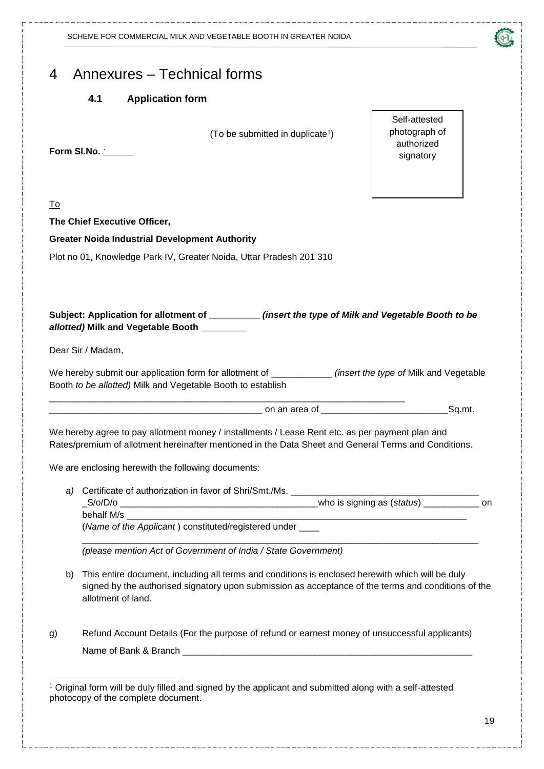# 4 Annexures – Technical forms

### 4.1 Application form

(To be submitted in duplicate[1])

**Form Sl.No. ______**

| Self-attested photograph of authorized signatory |
|---|

To

**The Chief Executive Officer,**

**Greater Noida Industrial Development Authority**

Plot no 01, Knowledge Park IV, Greater Noida, Uttar Pradesh 201 310

**Subject: Application for allotment of __________ *(insert the type of Milk and Vegetable Booth to be allotted)* Milk and Vegetable Booth _________**

Dear Sir / Madam,

We hereby submit our application form for allotment of ____________ *(insert the type of* Milk and Vegetable Booth *to be allotted)* Milk and Vegetable Booth to establish ___________________________________________________________________________ __________________________________________ on an area of _________________________Sq.mt.

We hereby agree to pay allotment money / installments / Lease Rent etc. as per payment plan and Rates/premium of allotment hereinafter mentioned in the Data Sheet and General Terms and Conditions.

We are enclosing herewith the following documents:

*a)* Certificate of authorization in favor of Shri/Smt./Ms. ____________________________________ _S/o/D/o ________________________________________who is signing as (*status*) ___________ on behalf M/s ________________________________________________________________________ (*Name of the Applicant* ) constituted/registered under ____ ________________________________________________________________________________ *(please mention Act of Government of India / State Government)*

b) This entire document, including all terms and conditions is enclosed herewith which will be duly signed by the authorised signatory upon submission as acceptance of the terms and conditions of the allotment of land.

g) Refund Account Details (For the purpose of refund or earnest money of unsuccessful applicants)

Name of Bank & Branch ____________________________________________________________

[1] Original form will be duly filled and signed by the applicant and submitted along with a self-attested photocopy of the complete document.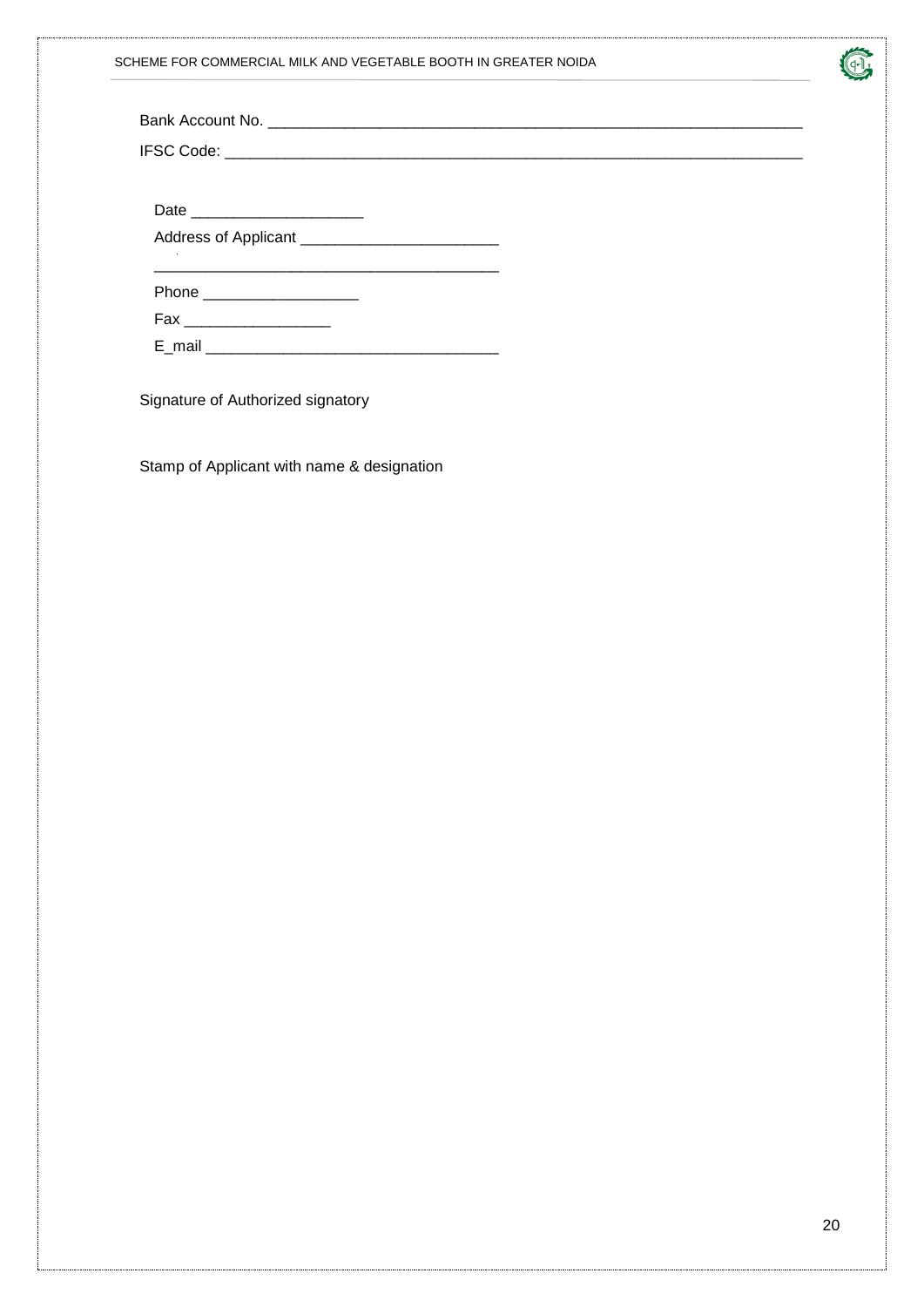Bank Account No. ________________________________________________________________

IFSC Code: ____________________________________________________________________

Date ____________________

Address of Applicant _______________________

_______________________________________

Phone __________________

Fax _________________

E_mail ______________________________

Signature of Authorized signatory

Stamp of Applicant with name & designation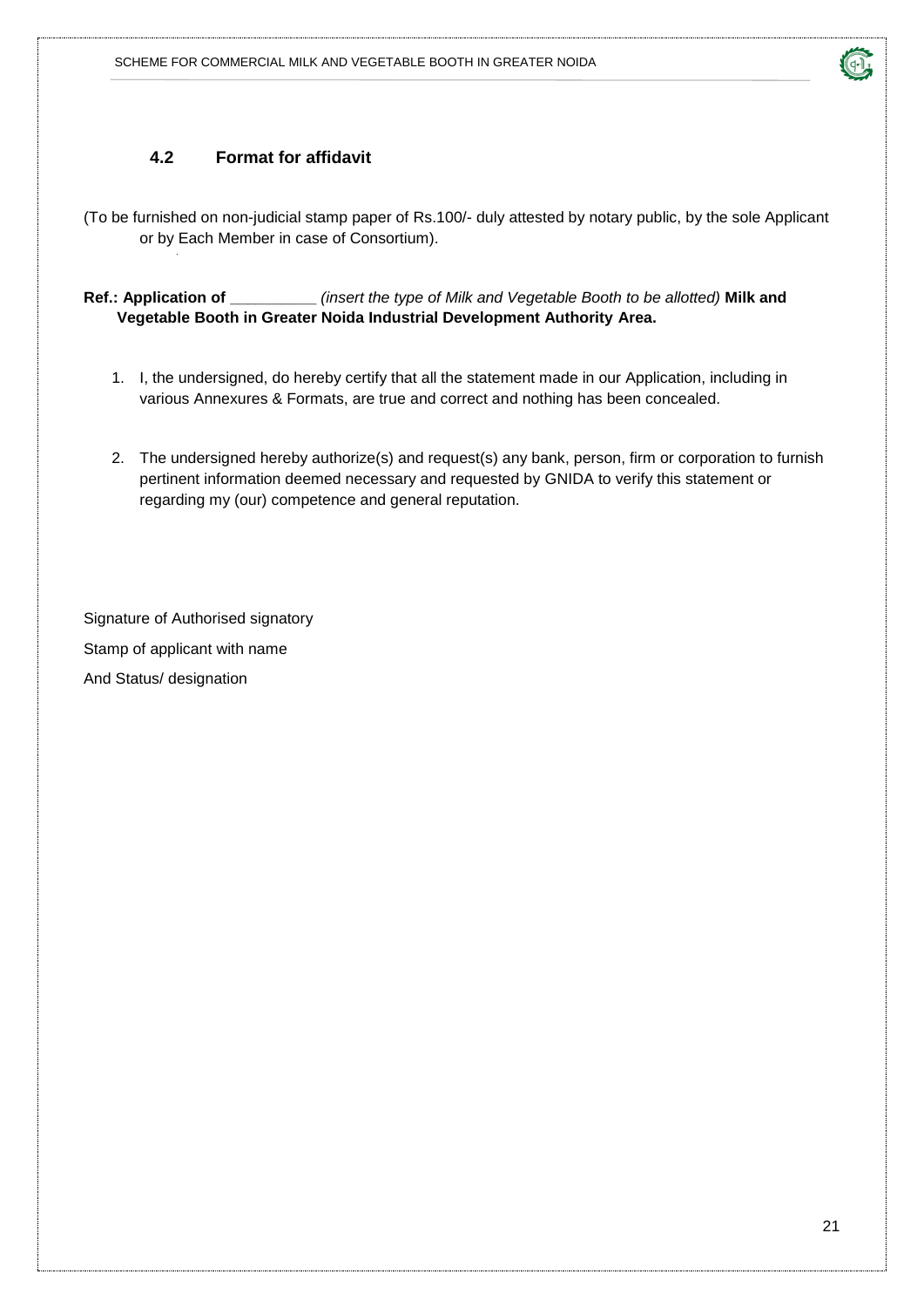### 4.2 Format for affidavit

(To be furnished on non-judicial stamp paper of Rs.100/- duly attested by notary public, by the sole Applicant or by Each Member in case of Consortium).

**Ref.: Application of** __________ *(insert the type of Milk and Vegetable Booth to be allotted)* **Milk and Vegetable Booth in Greater Noida Industrial Development Authority Area.**

1. I, the undersigned, do hereby certify that all the statement made in our Application, including in various Annexures & Formats, are true and correct and nothing has been concealed.

2. The undersigned hereby authorize(s) and request(s) any bank, person, firm or corporation to furnish pertinent information deemed necessary and requested by GNIDA to verify this statement or regarding my (our) competence and general reputation.

Signature of Authorised signatory

Stamp of applicant with name

And Status/ designation